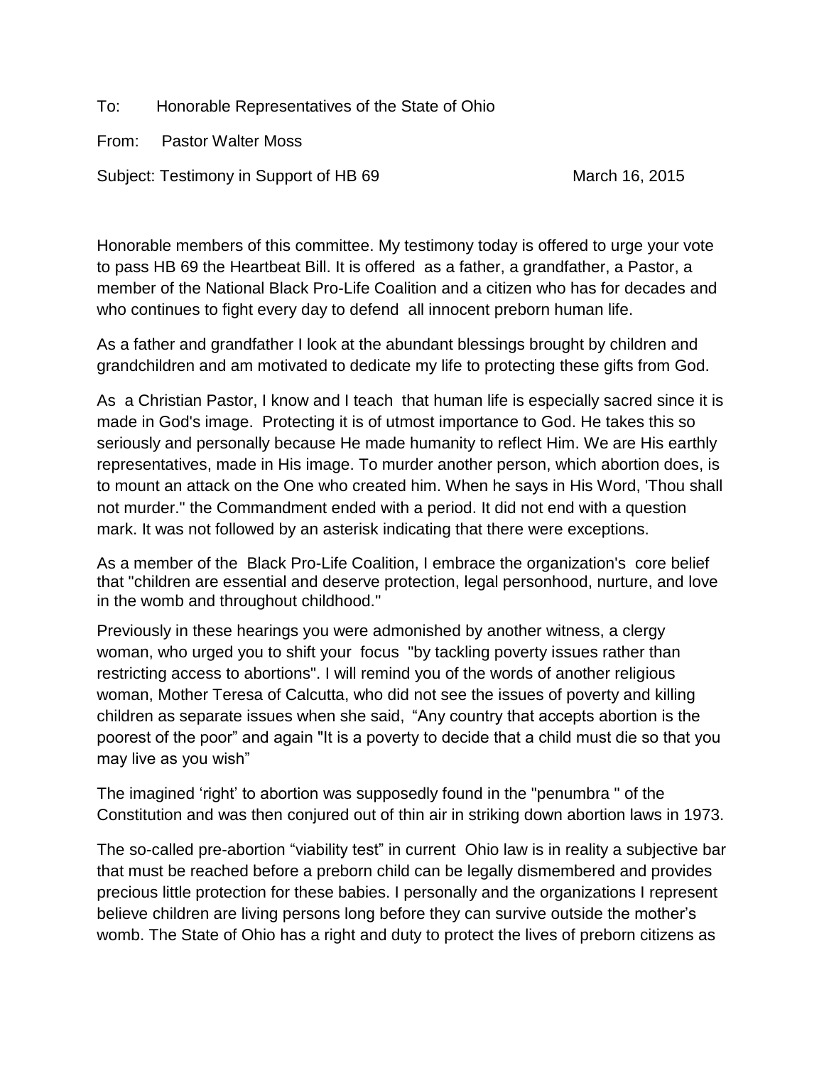To: Honorable Representatives of the State of Ohio

From: Pastor Walter Moss

Subject: Testimony in Support of HB 69 March 16, 2015

Honorable members of this committee. My testimony today is offered to urge your vote to pass HB 69 the Heartbeat Bill. It is offered as a father, a grandfather, a Pastor, a member of the National Black Pro-Life Coalition and a citizen who has for decades and who continues to fight every day to defend all innocent preborn human life.

As a father and grandfather I look at the abundant blessings brought by children and grandchildren and am motivated to dedicate my life to protecting these gifts from God.

As a Christian Pastor, I know and I teach that human life is especially sacred since it is made in God's image. Protecting it is of utmost importance to God. He takes this so seriously and personally because He made humanity to reflect Him. We are His earthly representatives, made in His image. To murder another person, which abortion does, is to mount an attack on the One who created him. When he says in His Word, 'Thou shall not murder." the Commandment ended with a period. It did not end with a question mark. It was not followed by an asterisk indicating that there were exceptions.

As a member of the Black Pro-Life Coalition, I embrace the organization's core belief that "children are essential and deserve protection, legal personhood, nurture, and love in the womb and throughout childhood."

Previously in these hearings you were admonished by another witness, a clergy woman, who urged you to shift your focus "by tackling poverty issues rather than restricting access to abortions". I will remind you of the words of another religious woman, Mother Teresa of Calcutta, who did not see the issues of poverty and killing children as separate issues when she said, "Any country that accepts abortion is the poorest of the poor" and again "It is a poverty to decide that a child must die so that you may live as you wish"

The imagined 'right' to abortion was supposedly found in the "penumbra " of the Constitution and was then conjured out of thin air in striking down abortion laws in 1973.

The so-called pre-abortion "viability test" in current Ohio law is in reality a subjective bar that must be reached before a preborn child can be legally dismembered and provides precious little protection for these babies. I personally and the organizations I represent believe children are living persons long before they can survive outside the mother's womb. The State of Ohio has a right and duty to protect the lives of preborn citizens as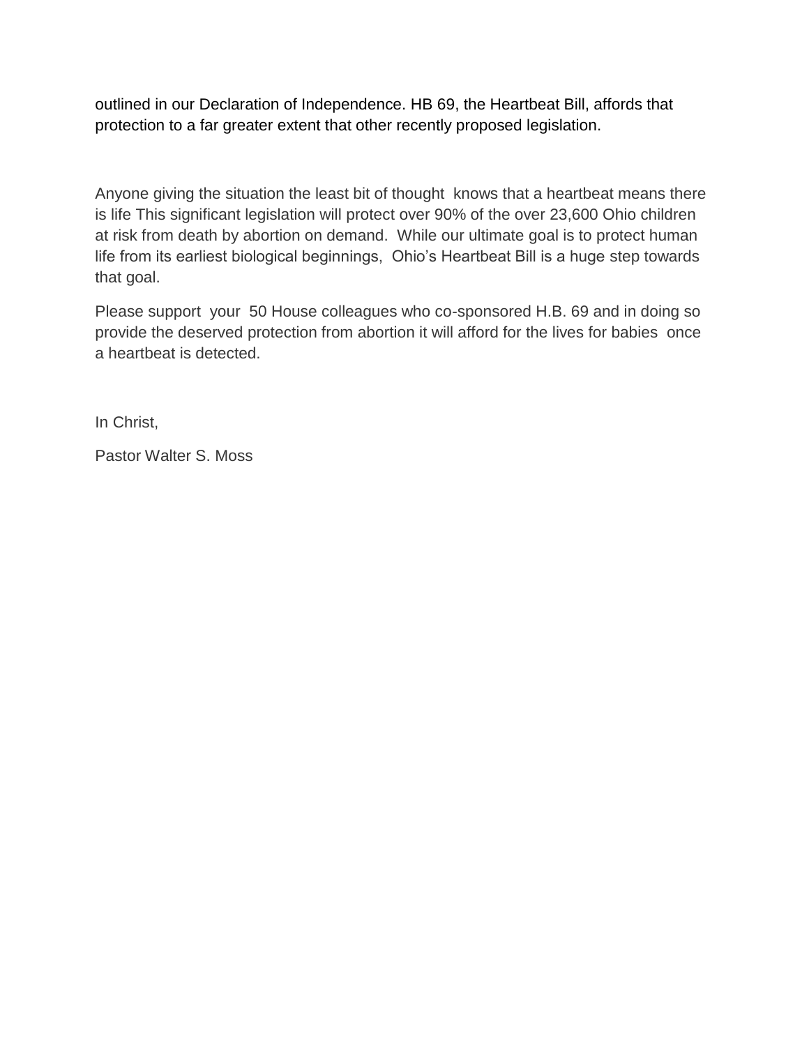outlined in our Declaration of Independence. HB 69, the Heartbeat Bill, affords that protection to a far greater extent that other recently proposed legislation.

Anyone giving the situation the least bit of thought knows that a heartbeat means there is life This significant legislation will protect over 90% of the over 23,600 Ohio children at risk from death by abortion on demand. While our ultimate goal is to protect human life from its earliest biological beginnings, Ohio's Heartbeat Bill is a huge step towards that goal.

Please support your 50 House colleagues who co-sponsored H.B. 69 and in doing so provide the deserved protection from abortion it will afford for the lives for babies once a heartbeat is detected.

In Christ,

Pastor Walter S. Moss